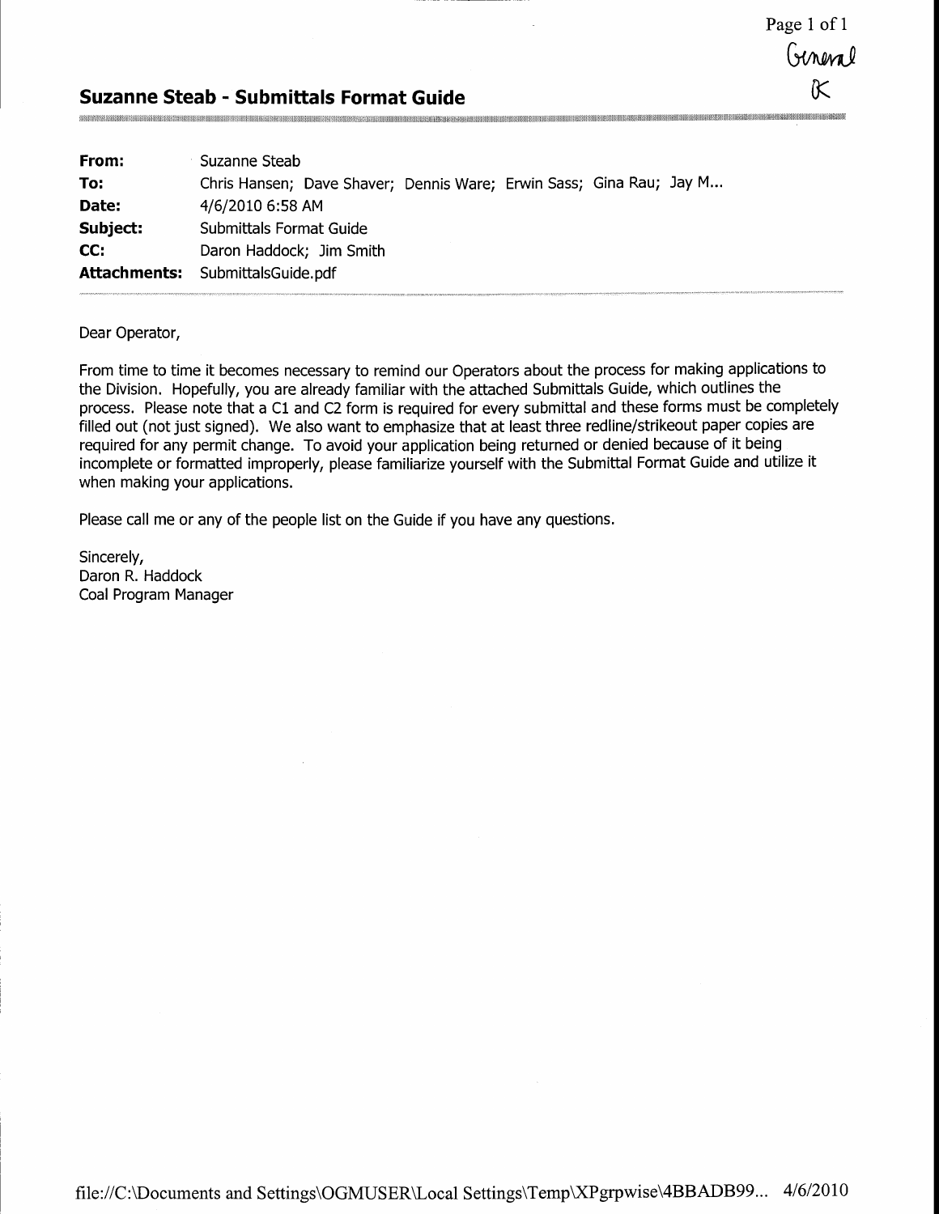General
K

## Suzanne Steab - Submittals Format Guide

| | |
|---|---|
| **From:** | Suzanne Steab |
| **To:** | Chris Hansen; Dave Shaver; Dennis Ware; Erwin Sass; Gina Rau; Jay M... |
| **Date:** | 4/6/2010 6:58 AM |
| **Subject:** | Submittals Format Guide |
| **CC:** | Daron Haddock; Jim Smith |
| **Attachments:** | SubmittalsGuide.pdf |

Dear Operator,

From time to time it becomes necessary to remind our Operators about the process for making applications to the Division. Hopefully, you are already familiar with the attached Submittals Guide, which outlines the process. Please note that a C1 and C2 form is required for every submittal and these forms must be completely filled out (not just signed). We also want to emphasize that at least three redline/strikeout paper copies are required for any permit change. To avoid your application being returned or denied because of it being incomplete or formatted improperly, please familiarize yourself with the Submittal Format Guide and utilize it when making your applications.

Please call me or any of the people list on the Guide if you have any questions.

Sincerely,
Daron R. Haddock
Coal Program Manager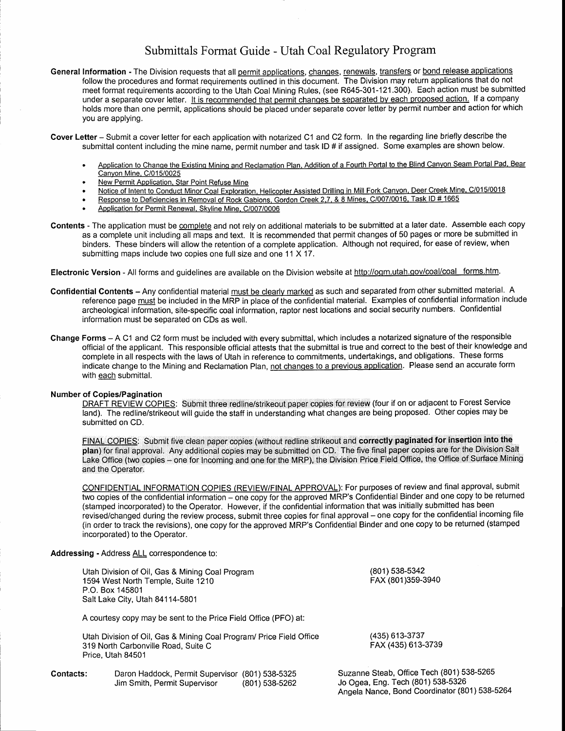# Submittals Format Guide - Utah Coal Regulatory Program

**General Information** - The Division requests that all permit applications, changes, renewals, transfers or bond release applications follow the procedures and format requirements outlined in this document. The Division may return applications that do not meet format requirements according to the Utah Coal Mining Rules, (see R645-301-121.300). Each action must be submitted under a separate cover letter. It is recommended that permit changes be separated by each proposed action. If a company holds more than one permit, applications should be placed under separate cover letter by permit number and action for which you are applying.

**Cover Letter** – Submit a cover letter for each application with notarized C1 and C2 form. In the regarding line briefly describe the submittal content including the mine name, permit number and task ID # if assigned. Some examples are shown below.

- Application to Change the Existing Mining and Reclamation Plan, Addition of a Fourth Portal to the Blind Canyon Seam Portal Pad, Bear Canyon Mine, C/015/0025
- New Permit Application, Star Point Refuse Mine
- Notice of Intent to Conduct Minor Coal Exploration, Helicopter Assisted Drilling in Mill Fork Canyon, Deer Creek Mine, C/015/0018
- Response to Deficiencies in Removal of Rock Gabions, Gordon Creek 2,7, & 8 Mines, C/007/0016, Task ID # 1665
- Application for Permit Renewal, Skyline Mine, C/007/0006

**Contents** - The application must be complete and not rely on additional materials to be submitted at a later date. Assemble each copy as a complete unit including all maps and text. It is recommended that permit changes of 50 pages or more be submitted in binders. These binders will allow the retention of a complete application. Although not required, for ease of review, when submitting maps include two copies one full size and one 11 X 17.

**Electronic Version** - All forms and guidelines are available on the Division website at http://ogm.utah.gov/coal/coal_forms.htm.

**Confidential Contents** – Any confidential material must be clearly marked as such and separated from other submitted material. A reference page must be included in the MRP in place of the confidential material. Examples of confidential information include archeological information, site-specific coal information, raptor nest locations and social security numbers. Confidential information must be separated on CDs as well.

**Change Forms** – A C1 and C2 form must be included with every submittal, which includes a notarized signature of the responsible official of the applicant. This responsible official attests that the submittal is true and correct to the best of their knowledge and complete in all respects with the laws of Utah in reference to commitments, undertakings, and obligations. These forms indicate change to the Mining and Reclamation Plan, not changes to a previous application. Please send an accurate form with each submittal.

**Number of Copies/Pagination**

DRAFT REVIEW COPIES: Submit three redline/strikeout paper copies for review (four if on or adjacent to Forest Service land). The redline/strikeout will guide the staff in understanding what changes are being proposed. Other copies may be submitted on CD.

FINAL COPIES: Submit five clean paper copies (without redline strikeout and **correctly paginated for insertion into the plan**) for final approval. Any additional copies may be submitted on CD. The five final paper copies are for the Division Salt Lake Office (two copies – one for Incoming and one for the MRP), the Division Price Field Office, the Office of Surface Mining and the Operator.

CONFIDENTIAL INFORMATION COPIES (REVIEW/FINAL APPROVAL): For purposes of review and final approval, submit two copies of the confidential information – one copy for the approved MRP's Confidential Binder and one copy to be returned (stamped incorporated) to the Operator. However, if the confidential information that was initially submitted has been revised/changed during the review process, submit three copies for final approval – one copy for the confidential incoming file (in order to track the revisions), one copy for the approved MRP's Confidential Binder and one copy to be returned (stamped incorporated) to the Operator.

**Addressing** - Address ALL correspondence to:

Utah Division of Oil, Gas & Mining Coal Program
1594 West North Temple, Suite 1210
P.O. Box 145801
Salt Lake City, Utah 84114-5801

(801) 538-5342
FAX (801)359-3940

A courtesy copy may be sent to the Price Field Office (PFO) at:

Utah Division of Oil, Gas & Mining Coal Program/ Price Field Office
319 North Carbonville Road, Suite C
Price, Utah 84501

(435) 613-3737
FAX (435) 613-3739

**Contacts:**

Daron Haddock, Permit Supervisor (801) 538-5325
Jim Smith, Permit Supervisor (801) 538-5262

Suzanne Steab, Office Tech (801) 538-5265
Jo Ogea, Eng. Tech (801) 538-5326
Angela Nance, Bond Coordinator (801) 538-5264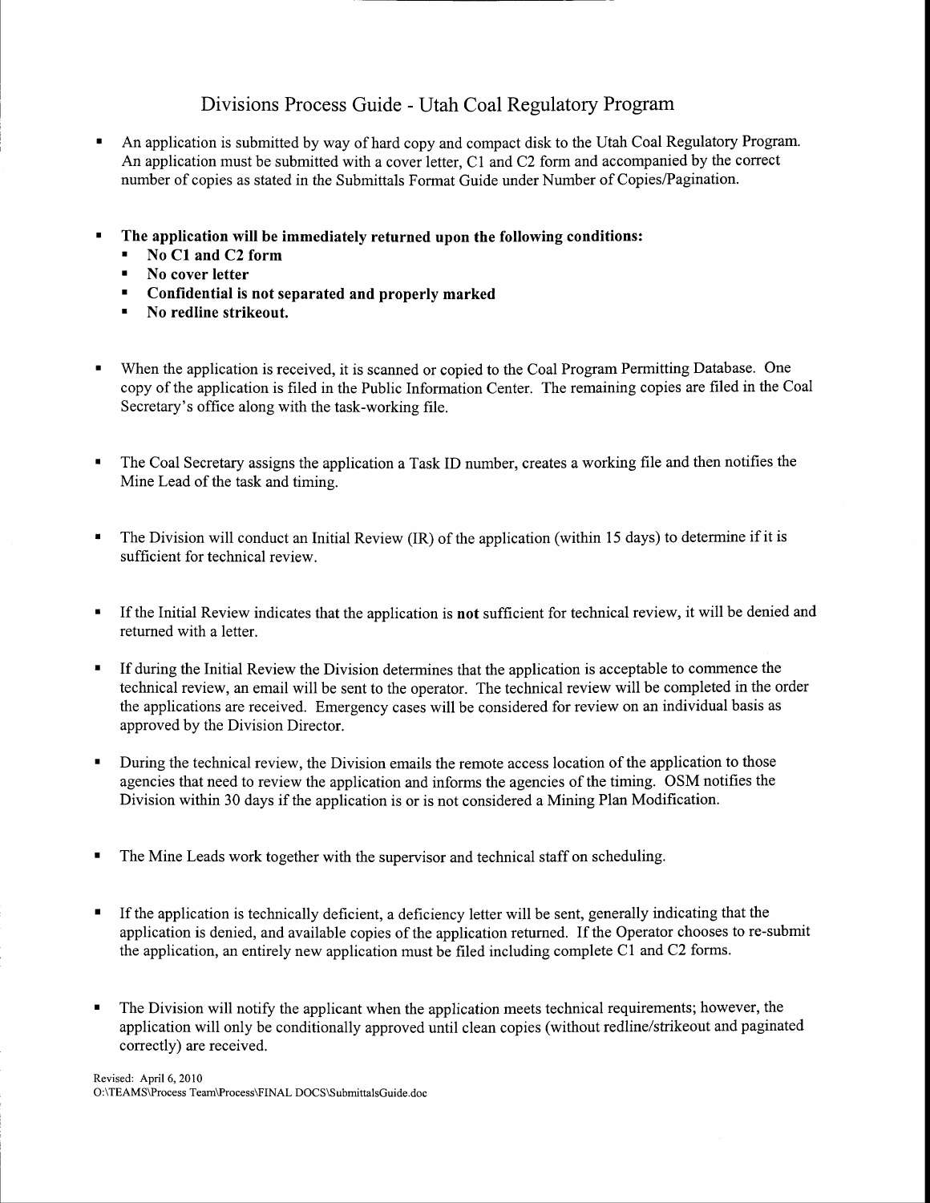# Divisions Process Guide - Utah Coal Regulatory Program

- An application is submitted by way of hard copy and compact disk to the Utah Coal Regulatory Program. An application must be submitted with a cover letter, C1 and C2 form and accompanied by the correct number of copies as stated in the Submittals Format Guide under Number of Copies/Pagination.

- **The application will be immediately returned upon the following conditions:**
  - **No C1 and C2 form**
  - **No cover letter**
  - **Confidential is not separated and properly marked**
  - **No redline strikeout.**

- When the application is received, it is scanned or copied to the Coal Program Permitting Database. One copy of the application is filed in the Public Information Center. The remaining copies are filed in the Coal Secretary's office along with the task-working file.

- The Coal Secretary assigns the application a Task ID number, creates a working file and then notifies the Mine Lead of the task and timing.

- The Division will conduct an Initial Review (IR) of the application (within 15 days) to determine if it is sufficient for technical review.

- If the Initial Review indicates that the application is **not** sufficient for technical review, it will be denied and returned with a letter.

- If during the Initial Review the Division determines that the application is acceptable to commence the technical review, an email will be sent to the operator. The technical review will be completed in the order the applications are received. Emergency cases will be considered for review on an individual basis as approved by the Division Director.

- During the technical review, the Division emails the remote access location of the application to those agencies that need to review the application and informs the agencies of the timing. OSM notifies the Division within 30 days if the application is or is not considered a Mining Plan Modification.

- The Mine Leads work together with the supervisor and technical staff on scheduling.

- If the application is technically deficient, a deficiency letter will be sent, generally indicating that the application is denied, and available copies of the application returned. If the Operator chooses to re-submit the application, an entirely new application must be filed including complete C1 and C2 forms.

- The Division will notify the applicant when the application meets technical requirements; however, the application will only be conditionally approved until clean copies (without redline/strikeout and paginated correctly) are received.

Revised: April 6, 2010
O:\TEAMS\Process Team\Process\FINAL DOCS\SubmittalsGuide.doc